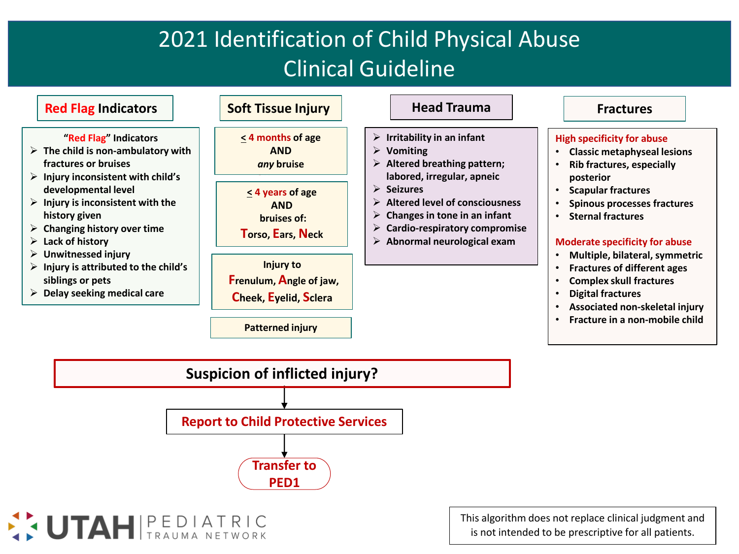# 2021 Identification of Child Physical Abuse Clinical Guideline

## Red Flag Indicators

"Red Flag" Indicators

- The child is non-ambulatory with fractures or bruises
- Injury inconsistent with child's developmental level
- Injury is inconsistent with the history given
- Changing history over time
- Lack of history
- Unwitnessed injury
- Injury is attributed to the child's siblings or pets
- Delay seeking medical care

## Soft Tissue Injury

≤ 4 months of age
AND
*any* bruise

≤ 4 years of age
AND
bruises of:
**T**orso, **E**ars, **N**eck

Injury to
**F**renulum, **A**ngle of jaw,
**C**heek, **E**yelid, **S**clera

Patterned injury

## Head Trauma

- Irritability in an infant
- Vomiting
- Altered breathing pattern; labored, irregular, apneic
- Seizures
- Altered level of consciousness
- Changes in tone in an infant
- Cardio-respiratory compromise
- Abnormal neurological exam

## Fractures

**High specificity for abuse**

- Classic metaphyseal lesions
- Rib fractures, especially posterior
- Scapular fractures
- Spinous processes fractures
- Sternal fractures

**Moderate specificity for abuse**

- Multiple, bilateral, symmetric
- Fractures of different ages
- Complex skull fractures
- Digital fractures
- Associated non-skeletal injury
- Fracture in a non-mobile child

**Suspicion of inflicted injury?**

↓

**Report to Child Protective Services**

↓

**Transfer to PED1**

UTAH PEDIATRIC TRAUMA NETWORK

This algorithm does not replace clinical judgment and is not intended to be prescriptive for all patients.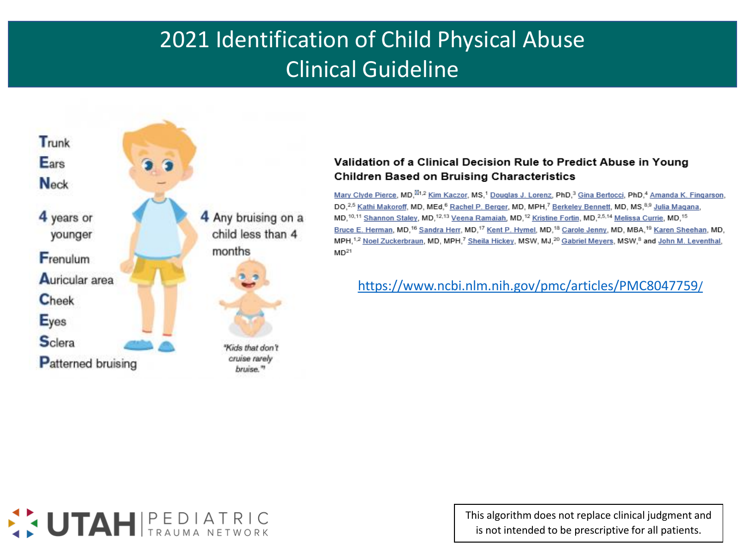# 2021 Identification of Child Physical Abuse Clinical Guideline

**T**runk
**E**ars
**N**eck

**4** years or younger

**F**renulum
**A**uricular area
**C**heek
**E**yes
**S**clera
**P**atterned bruising

**4** Any bruising on a child less than 4 months

*"Kids that don't cruise rarely bruise."*

**Validation of a Clinical Decision Rule to Predict Abuse in Young Children Based on Bruising Characteristics**

Mary Clyde Pierce, MD,[1,2] Kim Kaczor, MS,[1] Douglas J. Lorenz, PhD,[3] Gina Bertocci, PhD,[4] Amanda K. Fingarson, DO,[2,5] Kathi Makoroff, MD, MEd,[6] Rachel P. Berger, MD, MPH,[7] Berkeley Bennett, MD, MS,[8,9] Julia Magana, MD,[10,11] Shannon Staley, MD,[12,13] Veena Ramaiah, MD,[12] Kristine Fortin, MD,[2,5,14] Melissa Currie, MD,[15] Bruce E. Herman, MD,[16] Sandra Herr, MD,[17] Kent P. Hymel, MD,[18] Carole Jenny, MD, MBA,[19] Karen Sheehan, MD, MPH,[1,2] Noel Zuckerbraun, MD, MPH,[7] Sheila Hickey, MSW, MJ,[20] Gabriel Meyers, MSW,[8] and John M. Leventhal, MD[21]

https://www.ncbi.nlm.nih.gov/pmc/articles/PMC8047759/

This algorithm does not replace clinical judgment and is not intended to be prescriptive for all patients.